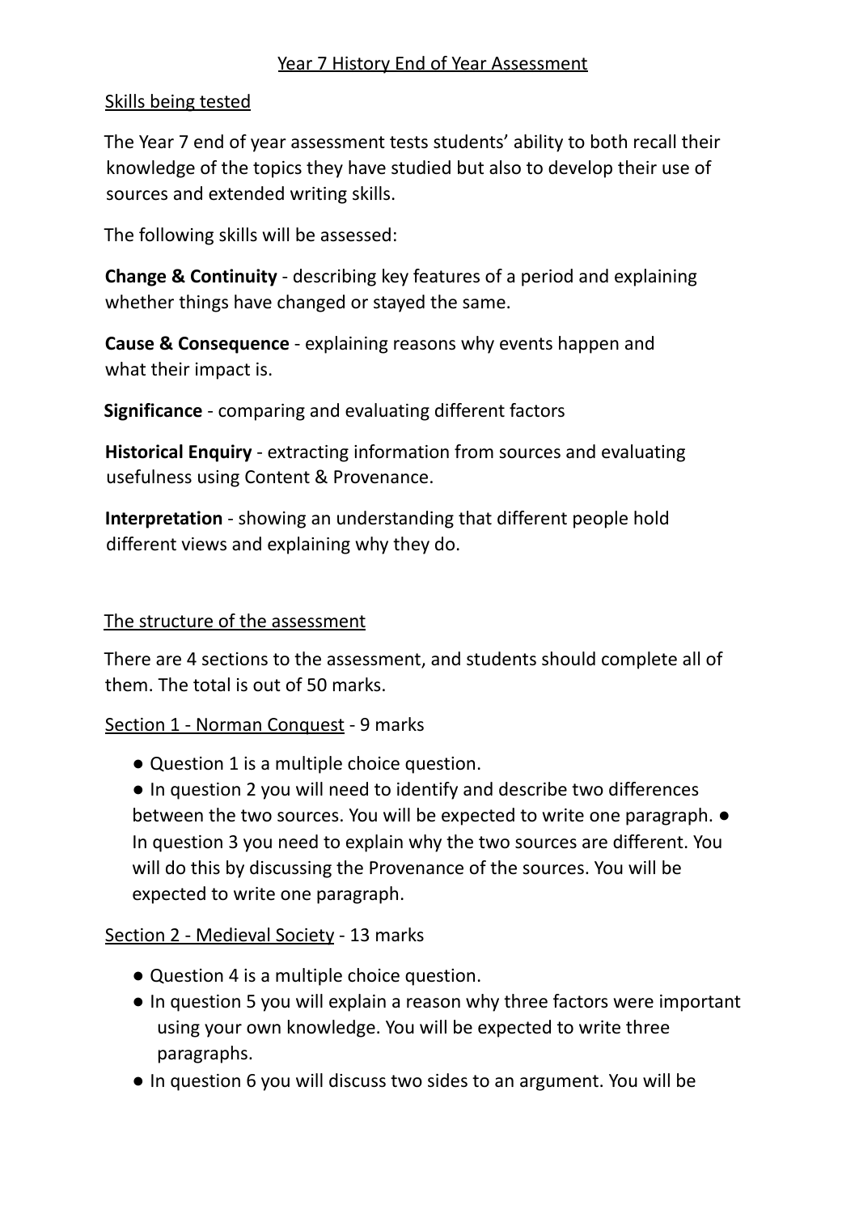# Year 7 History End of Year Assessment

## Skills being tested

The Year 7 end of year assessment tests students' ability to both recall their knowledge of the topics they have studied but also to develop their use of sources and extended writing skills.

The following skills will be assessed:

**Change & Continuity** - describing key features of a period and explaining whether things have changed or stayed the same.

**Cause & Consequence** - explaining reasons why events happen and what their impact is.

**Significance** - comparing and evaluating different factors

**Historical Enquiry** - extracting information from sources and evaluating usefulness using Content & Provenance.

**Interpretation** - showing an understanding that different people hold different views and explaining why they do.

## The structure of the assessment

There are 4 sections to the assessment, and students should complete all of them. The total is out of 50 marks.

### Section 1 - Norman Conquest - 9 marks

- Question 1 is a multiple choice question.
- In question 2 you will need to identify and describe two differences between the two sources. You will be expected to write one paragraph.
- In question 3 you need to explain why the two sources are different. You will do this by discussing the Provenance of the sources. You will be expected to write one paragraph.

### Section 2 - Medieval Society - 13 marks

- Question 4 is a multiple choice question.
- In question 5 you will explain a reason why three factors were important using your own knowledge. You will be expected to write three paragraphs.
- In question 6 you will discuss two sides to an argument. You will be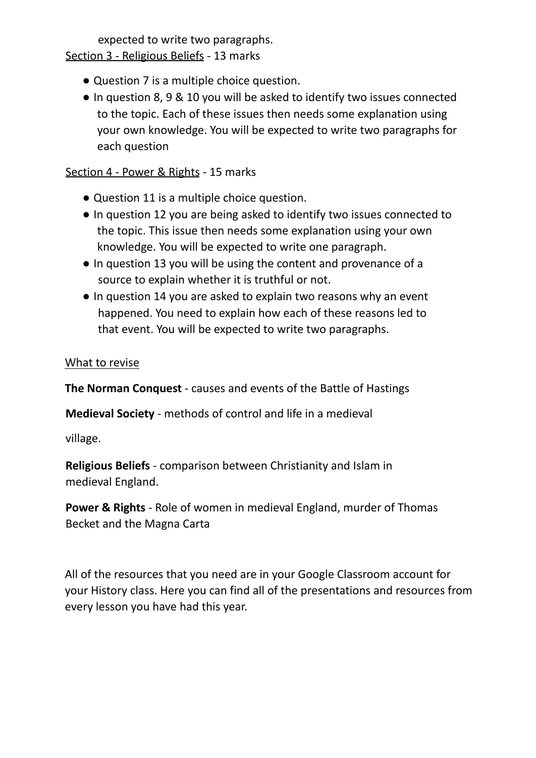expected to write two paragraphs.

Section 3 - Religious Beliefs - 13 marks

- Question 7 is a multiple choice question.
- In question 8, 9 & 10 you will be asked to identify two issues connected to the topic. Each of these issues then needs some explanation using your own knowledge. You will be expected to write two paragraphs for each question

Section 4 - Power & Rights - 15 marks

- Question 11 is a multiple choice question.
- In question 12 you are being asked to identify two issues connected to the topic. This issue then needs some explanation using your own knowledge. You will be expected to write one paragraph.
- In question 13 you will be using the content and provenance of a source to explain whether it is truthful or not.
- In question 14 you are asked to explain two reasons why an event happened. You need to explain how each of these reasons led to that event. You will be expected to write two paragraphs.

What to revise

**The Norman Conquest** - causes and events of the Battle of Hastings

**Medieval Society** - methods of control and life in a medieval village.

**Religious Beliefs** - comparison between Christianity and Islam in medieval England.

**Power & Rights** - Role of women in medieval England, murder of Thomas Becket and the Magna Carta

All of the resources that you need are in your Google Classroom account for your History class. Here you can find all of the presentations and resources from every lesson you have had this year.